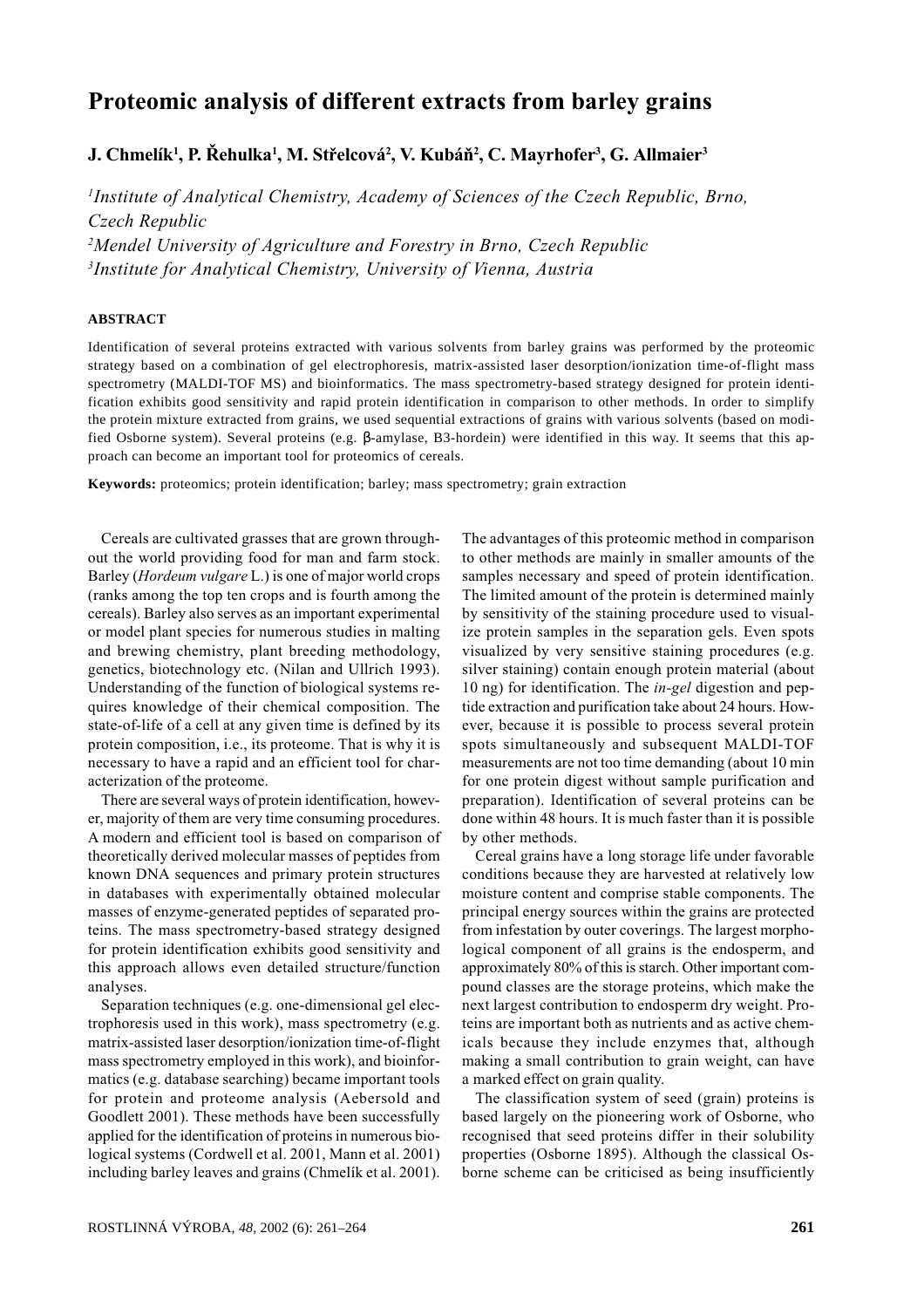# Proteomic analysis of different extracts from barley grains

**J. Chmelík[1], P. Řehulka[1], M. Střelcová[2], V. Kubáň[2], C. Mayrhofer[3], G. Allmaier[3]**

[1]*Institute of Analytical Chemistry, Academy of Sciences of the Czech Republic, Brno, Czech Republic*
[2]*Mendel University of Agriculture and Forestry in Brno, Czech Republic*
[3]*Institute for Analytical Chemistry, University of Vienna, Austria*

## ABSTRACT

Identification of several proteins extracted with various solvents from barley grains was performed by the proteomic strategy based on a combination of gel electrophoresis, matrix-assisted laser desorption/ionization time-of-flight mass spectrometry (MALDI-TOF MS) and bioinformatics. The mass spectrometry-based strategy designed for protein identification exhibits good sensitivity and rapid protein identification in comparison to other methods. In order to simplify the protein mixture extracted from grains, we used sequential extractions of grains with various solvents (based on modified Osborne system). Several proteins (e.g. β-amylase, B3-hordein) were identified in this way. It seems that this approach can become an important tool for proteomics of cereals.

**Keywords:** proteomics; protein identification; barley; mass spectrometry; grain extraction

Cereals are cultivated grasses that are grown throughout the world providing food for man and farm stock. Barley (*Hordeum vulgare* L.) is one of major world crops (ranks among the top ten crops and is fourth among the cereals). Barley also serves as an important experimental or model plant species for numerous studies in malting and brewing chemistry, plant breeding methodology, genetics, biotechnology etc. (Nilan and Ullrich 1993). Understanding of the function of biological systems requires knowledge of their chemical composition. The state-of-life of a cell at any given time is defined by its protein composition, i.e., its proteome. That is why it is necessary to have a rapid and an efficient tool for characterization of the proteome.

There are several ways of protein identification, however, majority of them are very time consuming procedures. A modern and efficient tool is based on comparison of theoretically derived molecular masses of peptides from known DNA sequences and primary protein structures in databases with experimentally obtained molecular masses of enzyme-generated peptides of separated proteins. The mass spectrometry-based strategy designed for protein identification exhibits good sensitivity and this approach allows even detailed structure/function analyses.

Separation techniques (e.g. one-dimensional gel electrophoresis used in this work), mass spectrometry (e.g. matrix-assisted laser desorption/ionization time-of-flight mass spectrometry employed in this work), and bioinformatics (e.g. database searching) became important tools for protein and proteome analysis (Aebersold and Goodlett 2001). These methods have been successfully applied for the identification of proteins in numerous biological systems (Cordwell et al. 2001, Mann et al. 2001) including barley leaves and grains (Chmelík et al. 2001). The advantages of this proteomic method in comparison to other methods are mainly in smaller amounts of the samples necessary and speed of protein identification. The limited amount of the protein is determined mainly by sensitivity of the staining procedure used to visualize protein samples in the separation gels. Even spots visualized by very sensitive staining procedures (e.g. silver staining) contain enough protein material (about 10 ng) for identification. The *in-gel* digestion and peptide extraction and purification take about 24 hours. However, because it is possible to process several protein spots simultaneously and subsequent MALDI-TOF measurements are not too time demanding (about 10 min for one protein digest without sample purification and preparation). Identification of several proteins can be done within 48 hours. It is much faster than it is possible by other methods.

Cereal grains have a long storage life under favorable conditions because they are harvested at relatively low moisture content and comprise stable components. The principal energy sources within the grains are protected from infestation by outer coverings. The largest morphological component of all grains is the endosperm, and approximately 80% of this is starch. Other important compound classes are the storage proteins, which make the next largest contribution to endosperm dry weight. Proteins are important both as nutrients and as active chemicals because they include enzymes that, although making a small contribution to grain weight, can have a marked effect on grain quality.

The classification system of seed (grain) proteins is based largely on the pioneering work of Osborne, who recognised that seed proteins differ in their solubility properties (Osborne 1895). Although the classical Osborne scheme can be criticised as being insufficiently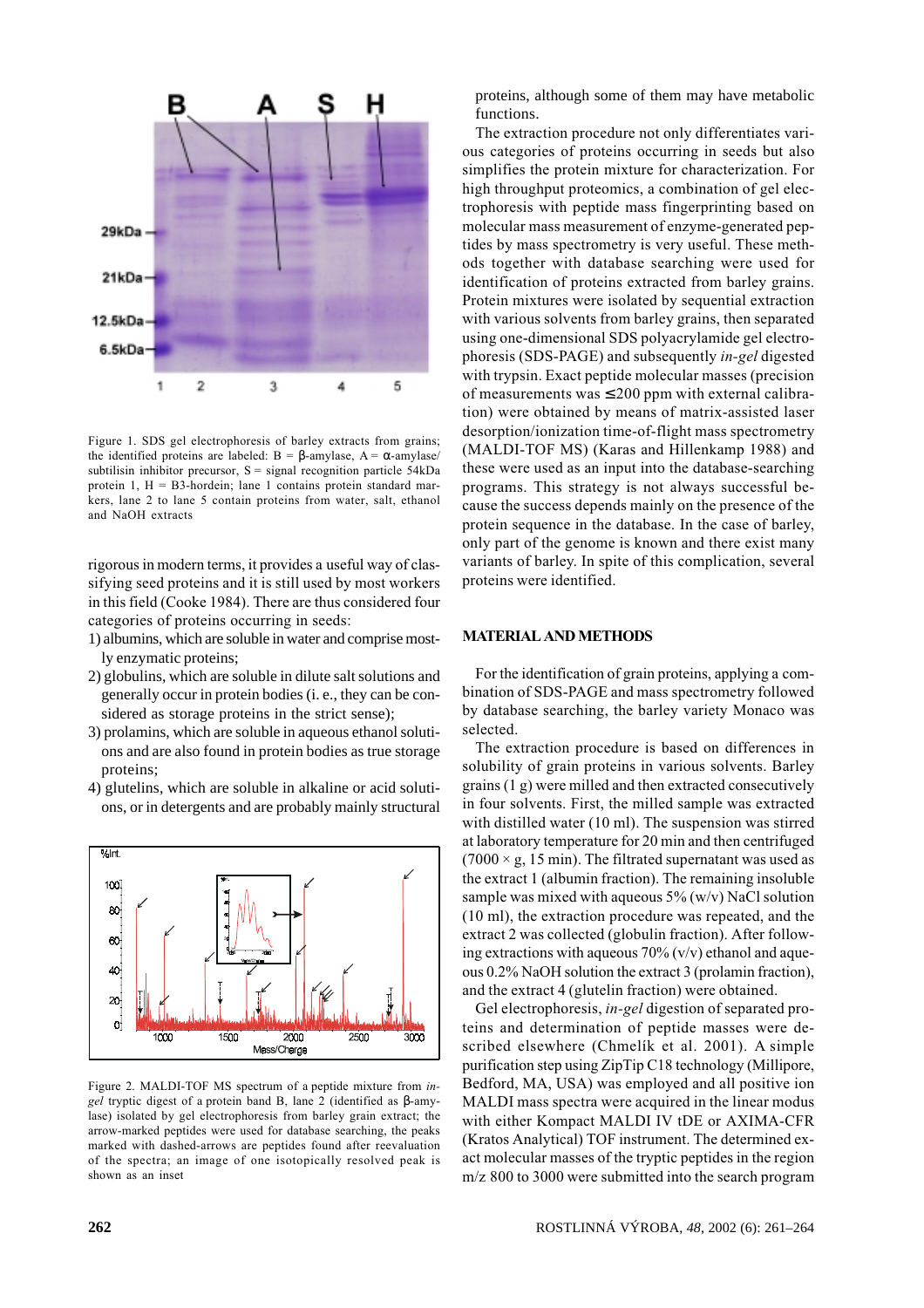Figure 1. SDS gel electrophoresis of barley extracts from grains; the identified proteins are labeled: B = β-amylase, A = α-amylase/subtilisin inhibitor precursor, S = signal recognition particle 54kDa protein 1, H = B3-hordein; lane 1 contains protein standard markers, lane 2 to lane 5 contain proteins from water, salt, ethanol and NaOH extracts

rigorous in modern terms, it provides a useful way of classifying seed proteins and it is still used by most workers in this field (Cooke 1984). There are thus considered four categories of proteins occurring in seeds:

1) albumins, which are soluble in water and comprise mostly enzymatic proteins;
2) globulins, which are soluble in dilute salt solutions and generally occur in protein bodies (i. e., they can be considered as storage proteins in the strict sense);
3) prolamins, which are soluble in aqueous ethanol solutions and are also found in protein bodies as true storage proteins;
4) glutelins, which are soluble in alkaline or acid solutions, or in detergents and are probably mainly structural proteins, although some of them may have metabolic functions.

Figure 2. MALDI-TOF MS spectrum of a peptide mixture from *in-gel* tryptic digest of a protein band B, lane 2 (identified as β-amylase) isolated by gel electrophoresis from barley grain extract; the arrow-marked peptides were used for database searching, the peaks marked with dashed-arrows are peptides found after reevaluation of the spectra; an image of one isotopically resolved peak is shown as an inset

The extraction procedure not only differentiates various categories of proteins occurring in seeds but also simplifies the protein mixture for characterization. For high throughput proteomics, a combination of gel electrophoresis with peptide mass fingerprinting based on molecular mass measurement of enzyme-generated peptides by mass spectrometry is very useful. These methods together with database searching were used for identification of proteins extracted from barley grains. Protein mixtures were isolated by sequential extraction with various solvents from barley grains, then separated using one-dimensional SDS polyacrylamide gel electrophoresis (SDS-PAGE) and subsequently *in-gel* digested with trypsin. Exact peptide molecular masses (precision of measurements was ≤200 ppm with external calibration) were obtained by means of matrix-assisted laser desorption/ionization time-of-flight mass spectrometry (MALDI-TOF MS) (Karas and Hillenkamp 1988) and these were used as an input into the database-searching programs. This strategy is not always successful because the success depends mainly on the presence of the protein sequence in the database. In the case of barley, only part of the genome is known and there exist many variants of barley. In spite of this complication, several proteins were identified.

## MATERIAL AND METHODS

For the identification of grain proteins, applying a combination of SDS-PAGE and mass spectrometry followed by database searching, the barley variety Monaco was selected.

The extraction procedure is based on differences in solubility of grain proteins in various solvents. Barley grains (1 g) were milled and then extracted consecutively in four solvents. First, the milled sample was extracted with distilled water (10 ml). The suspension was stirred at laboratory temperature for 20 min and then centrifuged (7000 × g, 15 min). The filtrated supernatant was used as the extract 1 (albumin fraction). The remaining insoluble sample was mixed with aqueous 5% (w/v) NaCl solution (10 ml), the extraction procedure was repeated, and the extract 2 was collected (globulin fraction). After following extractions with aqueous 70% (v/v) ethanol and aqueous 0.2% NaOH solution the extract 3 (prolamin fraction), and the extract 4 (glutelin fraction) were obtained.

Gel electrophoresis, *in-gel* digestion of separated proteins and determination of peptide masses were described elsewhere (Chmelík et al. 2001). A simple purification step using ZipTip C18 technology (Millipore, Bedford, MA, USA) was employed and all positive ion MALDI mass spectra were acquired in the linear modus with either Kompact MALDI IV tDE or AXIMA-CFR (Kratos Analytical) TOF instrument. The determined exact molecular masses of the tryptic peptides in the region m/z 800 to 3000 were submitted into the search program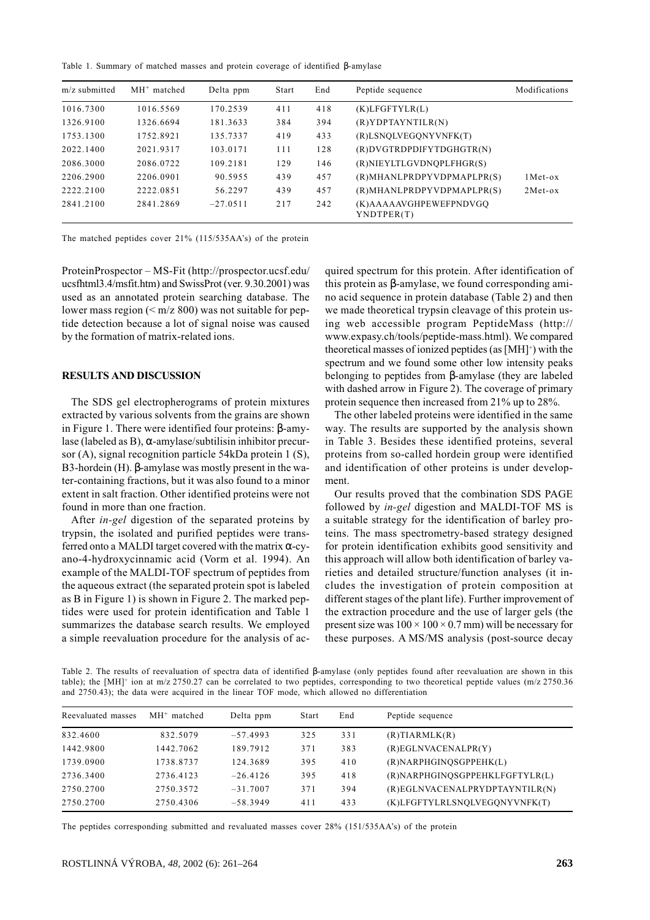Table 1. Summary of matched masses and protein coverage of identified β-amylase

| m/z submitted | $MH^+$ matched | Delta ppm | Start | End | Peptide sequence | Modifications |
|---|---|---|---|---|---|---|
| 1016.7300 | 1016.5569 | 170.2539 | 411 | 418 | (K)LFGFTYLR(L) | |
| 1326.9100 | 1326.6694 | 181.3633 | 384 | 394 | (R)YDPTAYNTILR(N) | |
| 1753.1300 | 1752.8921 | 135.7337 | 419 | 433 | (R)LSNQLVEGQNYVNFK(T) | |
| 2022.1400 | 2021.9317 | 103.0171 | 111 | 128 | (R)DVGTRDPDIFYTDGHGTR(N) | |
| 2086.3000 | 2086.0722 | 109.2181 | 129 | 146 | (R)NIEYLTLGVDNQPLFHGR(S) | |
| 2206.2900 | 2206.0901 | 90.5955 | 439 | 457 | (R)MHANLPRDPYVDPMAPLPR(S) | 1Met-ox |
| 2222.2100 | 2222.0851 | 56.2297 | 439 | 457 | (R)MHANLPRDPYVDPMAPLPR(S) | 2Met-ox |
| 2841.2100 | 2841.2869 | –27.0511 | 217 | 242 | (K)AAAAAVGHPEWEFPNDVGQ YNDTPER(T) | |

The matched peptides cover 21% (115/535AA's) of the protein

ProteinProspector – MS-Fit (http://prospector.ucsf.edu/ucsfhtml3.4/msfit.htm) and SwissProt (ver. 9.30.2001) was used as an annotated protein searching database. The lower mass region (< m/z 800) was not suitable for peptide detection because a lot of signal noise was caused by the formation of matrix-related ions.

## RESULTS AND DISCUSSION

The SDS gel electropherograms of protein mixtures extracted by various solvents from the grains are shown in Figure 1. There were identified four proteins: β-amylase (labeled as B), α-amylase/subtilisin inhibitor precursor (A), signal recognition particle 54kDa protein 1 (S), B3-hordein (H). β-amylase was mostly present in the water-containing fractions, but it was also found to a minor extent in salt fraction. Other identified proteins were not found in more than one fraction.

After *in-gel* digestion of the separated proteins by trypsin, the isolated and purified peptides were transferred onto a MALDI target covered with the matrix α-cyano-4-hydroxycinnamic acid (Vorm et al. 1994). An example of the MALDI-TOF spectrum of peptides from the aqueous extract (the separated protein spot is labeled as B in Figure 1) is shown in Figure 2. The marked peptides were used for protein identification and Table 1 summarizes the database search results. We employed a simple reevaluation procedure for the analysis of acquired spectrum for this protein. After identification of this protein as β-amylase, we found corresponding amino acid sequence in protein database (Table 2) and then we made theoretical trypsin cleavage of this protein using web accessible program PeptideMass (http://www.expasy.ch/tools/peptide-mass.html). We compared theoretical masses of ionized peptides (as $[MH]^+$) with the spectrum and we found some other low intensity peaks belonging to peptides from β-amylase (they are labeled with dashed arrow in Figure 2). The coverage of primary protein sequence then increased from 21% up to 28%.

The other labeled proteins were identified in the same way. The results are supported by the analysis shown in Table 3. Besides these identified proteins, several proteins from so-called hordein group were identified and identification of other proteins is under development.

Our results proved that the combination SDS PAGE followed by *in-gel* digestion and MALDI-TOF MS is a suitable strategy for the identification of barley proteins. The mass spectrometry-based strategy designed for protein identification exhibits good sensitivity and this approach will allow both identification of barley varieties and detailed structure/function analyses (it includes the investigation of protein composition at different stages of the plant life). Further improvement of the extraction procedure and the use of larger gels (the present size was $100 \times 100 \times 0.7$ mm) will be necessary for these purposes. A MS/MS analysis (post-source decay

Table 2. The results of reevaluation of spectra data of identified β-amylase (only peptides found after reevaluation are shown in this table); the $[MH]^+$ ion at m/z 2750.27 can be correlated to two peptides, corresponding to two theoretical peptide values (m/z 2750.36 and 2750.43); the data were acquired in the linear TOF mode, which allowed no differentiation

| Reevaluated masses | $MH^+$ matched | Delta ppm | Start | End | Peptide sequence |
|---|---|---|---|---|---|
| 832.4600 | 832.5079 | –57.4993 | 325 | 331 | (R)TIARMLK(R) |
| 1442.9800 | 1442.7062 | 189.7912 | 371 | 383 | (R)EGLNVACENALPR(Y) |
| 1739.0900 | 1738.8737 | 124.3689 | 395 | 410 | (R)NARPHGINQSGPPEHK(L) |
| 2736.3400 | 2736.4123 | –26.4126 | 395 | 418 | (R)NARPHGINQSGPPEHKLFGFTYLR(L) |
| 2750.2700 | 2750.3572 | –31.7007 | 371 | 394 | (R)EGLNVACENALPRYDPTAYNTILR(N) |
| 2750.2700 | 2750.4306 | –58.3949 | 411 | 433 | (K)LFGFTYLRLSNQLVEGQNYVNFK(T) |

The peptides corresponding submitted and revaluated masses cover 28% (151/535AA's) of the protein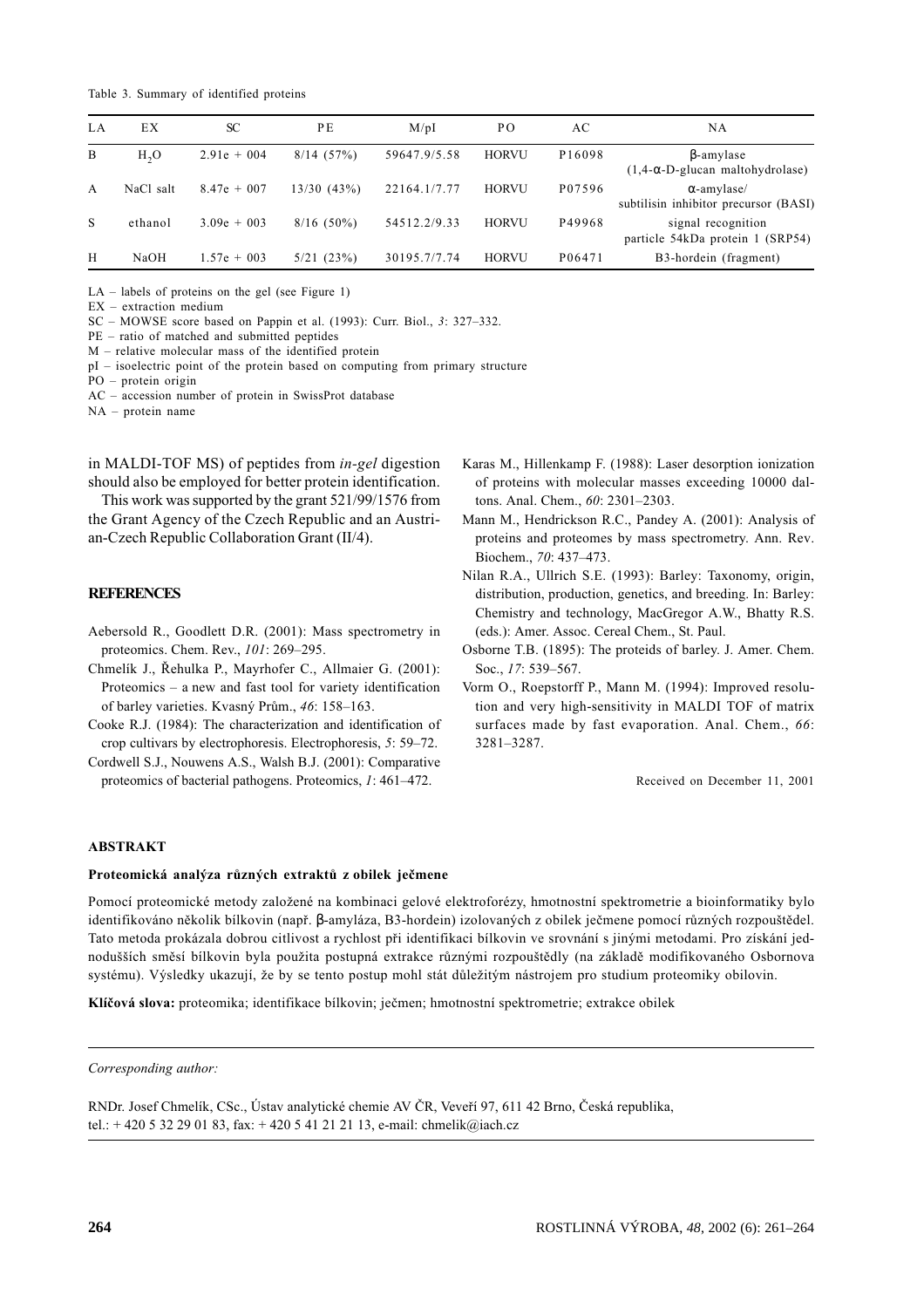Table 3. Summary of identified proteins

| LA | EX | SC | PE | M/pI | PO | AC | NA |
|---|---|---|---|---|---|---|---|
| B | $H_2O$ | 2.91e + 004 | 8/14 (57%) | 59647.9/5.58 | HORVU | P16098 | β-amylase (1,4-α-D-glucan maltohydrolase) |
| A | NaCl salt | 8.47e + 007 | 13/30 (43%) | 22164.1/7.77 | HORVU | P07596 | α-amylase/ subtilisin inhibitor precursor (BASI) |
| S | ethanol | 3.09e + 003 | 8/16 (50%) | 54512.2/9.33 | HORVU | P49968 | signal recognition particle 54kDa protein 1 (SRP54) |
| H | NaOH | 1.57e + 003 | 5/21 (23%) | 30195.7/7.74 | HORVU | P06471 | B3-hordein (fragment) |

LA – labels of proteins on the gel (see Figure 1)
EX – extraction medium
SC – MOWSE score based on Pappin et al. (1993): Curr. Biol., *3*: 327–332.
PE – ratio of matched and submitted peptides
M – relative molecular mass of the identified protein
pI – isoelectric point of the protein based on computing from primary structure
PO – protein origin
AC – accession number of protein in SwissProt database
NA – protein name

in MALDI-TOF MS) of peptides from *in-gel* digestion should also be employed for better protein identification.

This work was supported by the grant 521/99/1576 from the Grant Agency of the Czech Republic and an Austrian-Czech Republic Collaboration Grant (II/4).

## REFERENCES

Aebersold R., Goodlett D.R. (2001): Mass spectrometry in proteomics. Chem. Rev., *101*: 269–295.

Chmelík J., Řehulka P., Mayrhofer C., Allmaier G. (2001): Proteomics – a new and fast tool for variety identification of barley varieties. Kvasný Prům., *46*: 158–163.

Cooke R.J. (1984): The characterization and identification of crop cultivars by electrophoresis. Electrophoresis, *5*: 59–72.

Cordwell S.J., Nouwens A.S., Walsh B.J. (2001): Comparative proteomics of bacterial pathogens. Proteomics, *1*: 461–472.

Karas M., Hillenkamp F. (1988): Laser desorption ionization of proteins with molecular masses exceeding 10000 daltons. Anal. Chem., *60*: 2301–2303.

Mann M., Hendrickson R.C., Pandey A. (2001): Analysis of proteins and proteomes by mass spectrometry. Ann. Rev. Biochem., *70*: 437–473.

Nilan R.A., Ullrich S.E. (1993): Barley: Taxonomy, origin, distribution, production, genetics, and breeding. In: Barley: Chemistry and technology, MacGregor A.W., Bhatty R.S. (eds.): Amer. Assoc. Cereal Chem., St. Paul.

Osborne T.B. (1895): The proteids of barley. J. Amer. Chem. Soc., *17*: 539–567.

Vorm O., Roepstorff P., Mann M. (1994): Improved resolution and very high-sensitivity in MALDI TOF of matrix surfaces made by fast evaporation. Anal. Chem., *66*: 3281–3287.

Received on December 11, 2001

## ABSTRAKT

**Proteomická analýza různých extraktů z obilek ječmene**

Pomocí proteomické metody založené na kombinaci gelové elektroforézy, hmotnostní spektrometrie a bioinformatiky bylo identifikováno několik bílkovin (např. β-amyláza, B3-hordein) izolovaných z obilek ječmene pomocí různých rozpouštědel. Tato metoda prokázala dobrou citlivost a rychlost při identifikaci bílkovin ve srovnání s jinými metodami. Pro získání jednodušších směsí bílkovin byla použita postupná extrakce různými rozpouštědly (na základě modifikovaného Osbornova systému). Výsledky ukazují, že by se tento postup mohl stát důležitým nástrojem pro studium proteomiky obilovin.

**Klíčová slova:** proteomika; identifikace bílkovin; ječmen; hmotnostní spektrometrie; extrakce obilek

*Corresponding author:*

RNDr. Josef Chmelík, CSc., Ústav analytické chemie AV ČR, Veveří 97, 611 42 Brno, Česká republika, tel.: + 420 5 32 29 01 83, fax: + 420 5 41 21 21 13, e-mail: chmelik@iach.cz